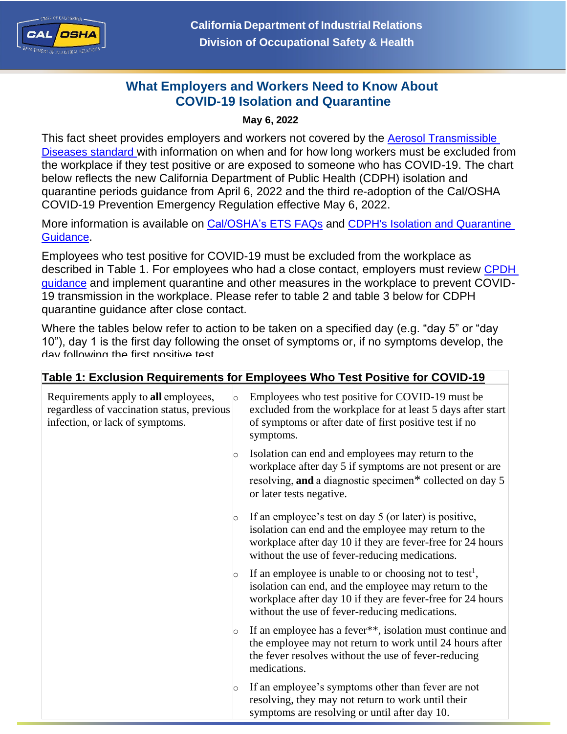California Department of Industrial Relations
Division of Occupational Safety & Health

# What Employers and Workers Need to Know About COVID-19 Isolation and Quarantine

**May 6, 2022**

This fact sheet provides employers and workers not covered by the Aerosol Transmissible Diseases standard with information on when and for how long workers must be excluded from the workplace if they test positive or are exposed to someone who has COVID-19. The chart below reflects the new California Department of Public Health (CDPH) isolation and quarantine periods guidance from April 6, 2022 and the third re-adoption of the Cal/OSHA COVID-19 Prevention Emergency Regulation effective May 6, 2022.

More information is available on Cal/OSHA's ETS FAQs and CDPH's Isolation and Quarantine Guidance.

Employees who test positive for COVID-19 must be excluded from the workplace as described in Table 1. For employees who had a close contact, employers must review CPDH guidance and implement quarantine and other measures in the workplace to prevent COVID-19 transmission in the workplace. Please refer to table 2 and table 3 below for CDPH quarantine guidance after close contact.

Where the tables below refer to action to be taken on a specified day (e.g. "day 5" or "day 10"), day 1 is the first day following the onset of symptoms or, if no symptoms develop, the day following the first positive test.

**Table 1: Exclusion Requirements for Employees Who Test Positive for COVID-19**

| | |
|---|---|
| Requirements apply to **all** employees, regardless of vaccination status, previous infection, or lack of symptoms. | ○ Employees who test positive for COVID-19 must be excluded from the workplace for at least 5 days after start of symptoms or after date of first positive test if no symptoms.<br><br>○ Isolation can end and employees may return to the workplace after day 5 if symptoms are not present or are resolving, **and** a diagnostic specimen* collected on day 5 or later tests negative.<br><br>○ If an employee's test on day 5 (or later) is positive, isolation can end and the employee may return to the workplace after day 10 if they are fever-free for 24 hours without the use of fever-reducing medications.<br><br>○ If an employee is unable to or choosing not to test[1], isolation can end, and the employee may return to the workplace after day 10 if they are fever-free for 24 hours without the use of fever-reducing medications.<br><br>○ If an employee has a fever**, isolation must continue and the employee may not return to work until 24 hours after the fever resolves without the use of fever-reducing medications.<br><br>○ If an employee's symptoms other than fever are not resolving, they may not return to work until their symptoms are resolving or until after day 10. |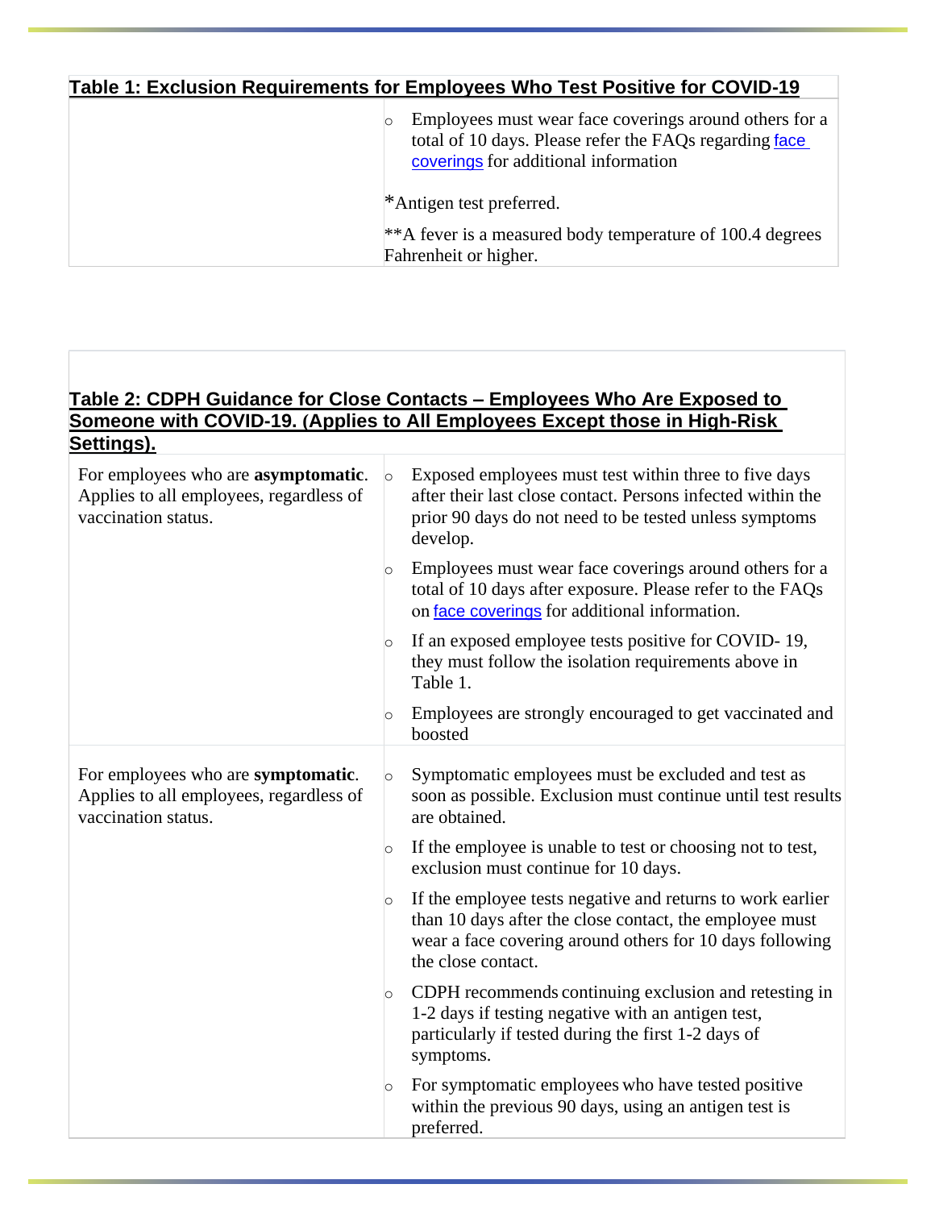**Table 1: Exclusion Requirements for Employees Who Test Positive for COVID-19**

| | |
|---|---|
| | ○ Employees must wear face coverings around others for a total of 10 days. Please refer the FAQs regarding face coverings for additional information<br><br>*Antigen test preferred.<br><br>**A fever is a measured body temperature of 100.4 degrees Fahrenheit or higher. |

**Table 2: CDPH Guidance for Close Contacts – Employees Who Are Exposed to Someone with COVID-19. (Applies to All Employees Except those in High-Risk Settings).**

| | |
|---|---|
| For employees who are **asymptomatic**. Applies to all employees, regardless of vaccination status. | ○ Exposed employees must test within three to five days after their last close contact. Persons infected within the prior 90 days do not need to be tested unless symptoms develop.<br><br>○ Employees must wear face coverings around others for a total of 10 days after exposure. Please refer to the FAQs on face coverings for additional information.<br><br>○ If an exposed employee tests positive for COVID- 19, they must follow the isolation requirements above in Table 1.<br><br>○ Employees are strongly encouraged to get vaccinated and boosted |
| For employees who are **symptomatic**. Applies to all employees, regardless of vaccination status. | ○ Symptomatic employees must be excluded and test as soon as possible. Exclusion must continue until test results are obtained.<br><br>○ If the employee is unable to test or choosing not to test, exclusion must continue for 10 days.<br><br>○ If the employee tests negative and returns to work earlier than 10 days after the close contact, the employee must wear a face covering around others for 10 days following the close contact.<br><br>○ CDPH recommends continuing exclusion and retesting in 1-2 days if testing negative with an antigen test, particularly if tested during the first 1-2 days of symptoms.<br><br>○ For symptomatic employees who have tested positive within the previous 90 days, using an antigen test is preferred. |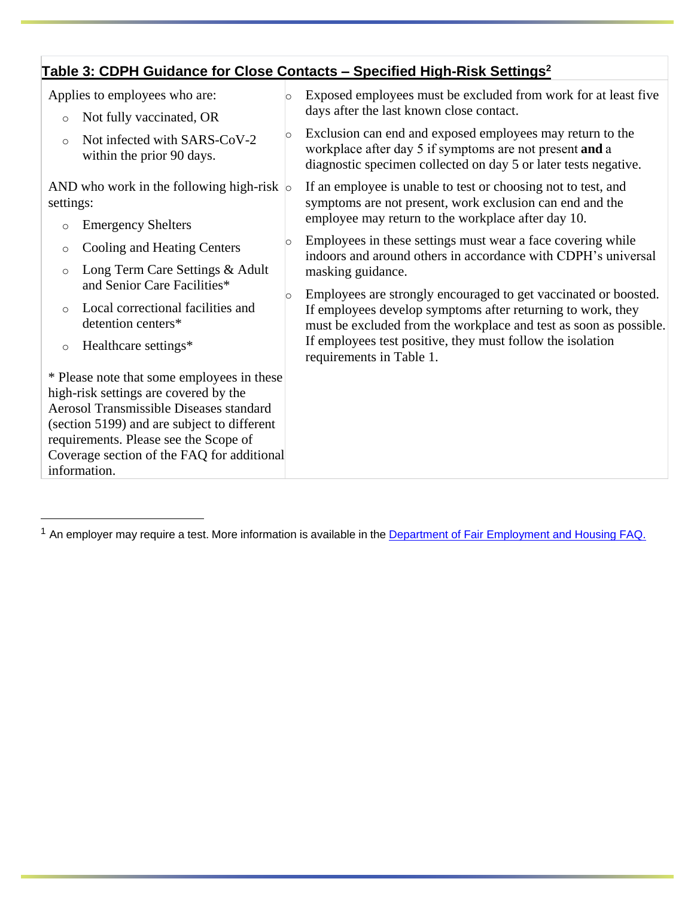## Table 3: CDPH Guidance for Close Contacts – Specified High-Risk Settings[2]

| Applies to | Requirements |
|---|---|
| Applies to employees who are:<br>◦ Not fully vaccinated, OR<br>◦ Not infected with SARS-CoV-2 within the prior 90 days.<br><br>AND who work in the following high-risk settings:<br>◦ Emergency Shelters<br>◦ Cooling and Heating Centers<br>◦ Long Term Care Settings & Adult and Senior Care Facilities*<br>◦ Local correctional facilities and detention centers*<br>◦ Healthcare settings*<br><br>* Please note that some employees in these high-risk settings are covered by the Aerosol Transmissible Diseases standard (section 5199) and are subject to different requirements. Please see the Scope of Coverage section of the FAQ for additional information. | ◦ Exposed employees must be excluded from work for at least five days after the last known close contact.<br>◦ Exclusion can end and exposed employees may return to the workplace after day 5 if symptoms are not present **and** a diagnostic specimen collected on day 5 or later tests negative.<br>◦ If an employee is unable to test or choosing not to test, and symptoms are not present, work exclusion can end and the employee may return to the workplace after day 10.<br>◦ Employees in these settings must wear a face covering while indoors and around others in accordance with CDPH's universal masking guidance.<br>◦ Employees are strongly encouraged to get vaccinated or boosted. If employees develop symptoms after returning to work, they must be excluded from the workplace and test as soon as possible. If employees test positive, they must follow the isolation requirements in Table 1. |

[1] An employer may require a test. More information is available in the Department of Fair Employment and Housing FAQ.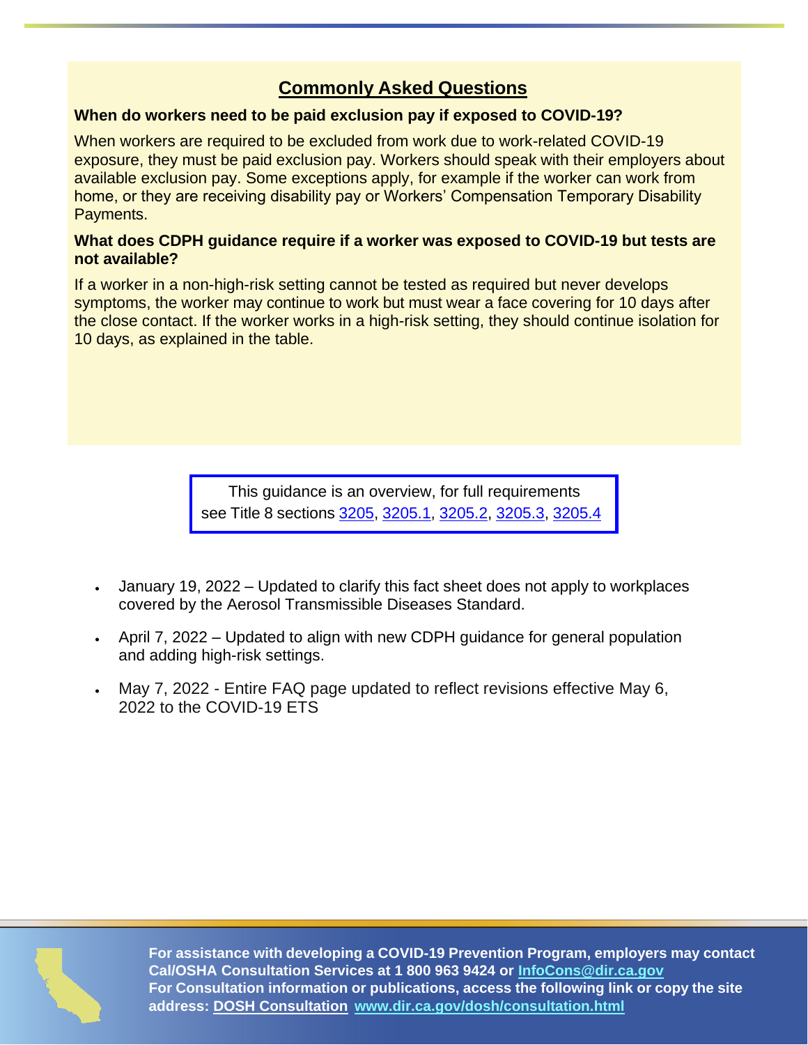## Commonly Asked Questions

**When do workers need to be paid exclusion pay if exposed to COVID-19?**

When workers are required to be excluded from work due to work-related COVID-19 exposure, they must be paid exclusion pay. Workers should speak with their employers about available exclusion pay. Some exceptions apply, for example if the worker can work from home, or they are receiving disability pay or Workers' Compensation Temporary Disability Payments.

**What does CDPH guidance require if a worker was exposed to COVID-19 but tests are not available?**

If a worker in a non-high-risk setting cannot be tested as required but never develops symptoms, the worker may continue to work but must wear a face covering for 10 days after the close contact. If the worker works in a high-risk setting, they should continue isolation for 10 days, as explained in the table.

This guidance is an overview, for full requirements see Title 8 sections 3205, 3205.1, 3205.2, 3205.3, 3205.4

- January 19, 2022 – Updated to clarify this fact sheet does not apply to workplaces covered by the Aerosol Transmissible Diseases Standard.
- April 7, 2022 – Updated to align with new CDPH guidance for general population and adding high-risk settings.
- May 7, 2022 - Entire FAQ page updated to reflect revisions effective May 6, 2022 to the COVID-19 ETS

**For assistance with developing a COVID-19 Prevention Program, employers may contact Cal/OSHA Consultation Services at 1 800 963 9424 or InfoCons@dir.ca.gov**
**For Consultation information or publications, access the following link or copy the site address: DOSH Consultation www.dir.ca.gov/dosh/consultation.html**